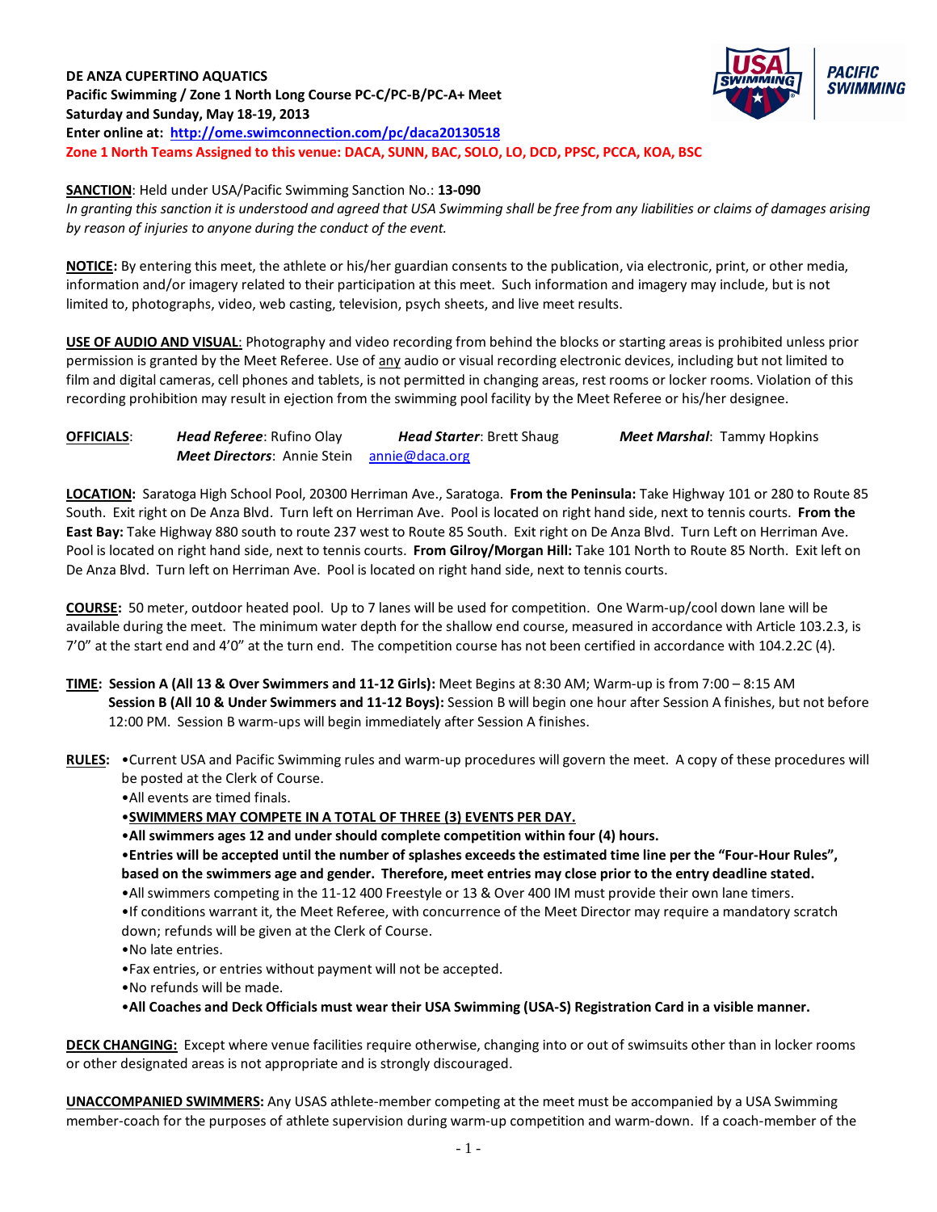**DE ANZA CUPERTINO AQUATICS**
**Pacific Swimming / Zone 1 North Long Course PC-C/PC-B/PC-A+ Meet**
**Saturday and Sunday, May 18-19, 2013**
**Enter online at: http://ome.swimconnection.com/pc/daca20130518**
**Zone 1 North Teams Assigned to this venue: DACA, SUNN, BAC, SOLO, LO, DCD, PPSC, PCCA, KOA, BSC**

**SANCTION**: Held under USA/Pacific Swimming Sanction No.: **13-090**
*In granting this sanction it is understood and agreed that USA Swimming shall be free from any liabilities or claims of damages arising by reason of injuries to anyone during the conduct of the event.*

**NOTICE:** By entering this meet, the athlete or his/her guardian consents to the publication, via electronic, print, or other media, information and/or imagery related to their participation at this meet. Such information and imagery may include, but is not limited to, photographs, video, web casting, television, psych sheets, and live meet results.

**USE OF AUDIO AND VISUAL**: Photography and video recording from behind the blocks or starting areas is prohibited unless prior permission is granted by the Meet Referee. Use of any audio or visual recording electronic devices, including but not limited to film and digital cameras, cell phones and tablets, is not permitted in changing areas, rest rooms or locker rooms. Violation of this recording prohibition may result in ejection from the swimming pool facility by the Meet Referee or his/her designee.

**OFFICIALS**: ***Head Referee***: Rufino Olay ***Head Starter***: Brett Shaug ***Meet Marshal***: Tammy Hopkins
***Meet Directors***: Annie Stein annie@daca.org

**LOCATION:** Saratoga High School Pool, 20300 Herriman Ave., Saratoga. **From the Peninsula:** Take Highway 101 or 280 to Route 85 South. Exit right on De Anza Blvd. Turn left on Herriman Ave. Pool is located on right hand side, next to tennis courts. **From the East Bay:** Take Highway 880 south to route 237 west to Route 85 South. Exit right on De Anza Blvd. Turn Left on Herriman Ave. Pool is located on right hand side, next to tennis courts. **From Gilroy/Morgan Hill:** Take 101 North to Route 85 North. Exit left on De Anza Blvd. Turn left on Herriman Ave. Pool is located on right hand side, next to tennis courts.

**COURSE:** 50 meter, outdoor heated pool. Up to 7 lanes will be used for competition. One Warm-up/cool down lane will be available during the meet. The minimum water depth for the shallow end course, measured in accordance with Article 103.2.3, is 7'0" at the start end and 4'0" at the turn end. The competition course has not been certified in accordance with 104.2.2C (4).

**TIME: Session A (All 13 & Over Swimmers and 11-12 Girls):** Meet Begins at 8:30 AM; Warm-up is from 7:00 – 8:15 AM
**Session B (All 10 & Under Swimmers and 11-12 Boys):** Session B will begin one hour after Session A finishes, but not before 12:00 PM. Session B warm-ups will begin immediately after Session A finishes.

**RULES:**
- Current USA and Pacific Swimming rules and warm-up procedures will govern the meet. A copy of these procedures will be posted at the Clerk of Course.
- All events are timed finals.
- **SWIMMERS MAY COMPETE IN A TOTAL OF THREE (3) EVENTS PER DAY.**
- **All swimmers ages 12 and under should complete competition within four (4) hours.**
- **Entries will be accepted until the number of splashes exceeds the estimated time line per the "Four-Hour Rules", based on the swimmers age and gender. Therefore, meet entries may close prior to the entry deadline stated.**
- All swimmers competing in the 11-12 400 Freestyle or 13 & Over 400 IM must provide their own lane timers.
- If conditions warrant it, the Meet Referee, with concurrence of the Meet Director may require a mandatory scratch down; refunds will be given at the Clerk of Course.
- No late entries.
- Fax entries, or entries without payment will not be accepted.
- No refunds will be made.
- **All Coaches and Deck Officials must wear their USA Swimming (USA-S) Registration Card in a visible manner.**

**DECK CHANGING:** Except where venue facilities require otherwise, changing into or out of swimsuits other than in locker rooms or other designated areas is not appropriate and is strongly discouraged.

**UNACCOMPANIED SWIMMERS:** Any USAS athlete-member competing at the meet must be accompanied by a USA Swimming member-coach for the purposes of athlete supervision during warm-up competition and warm-down. If a coach-member of the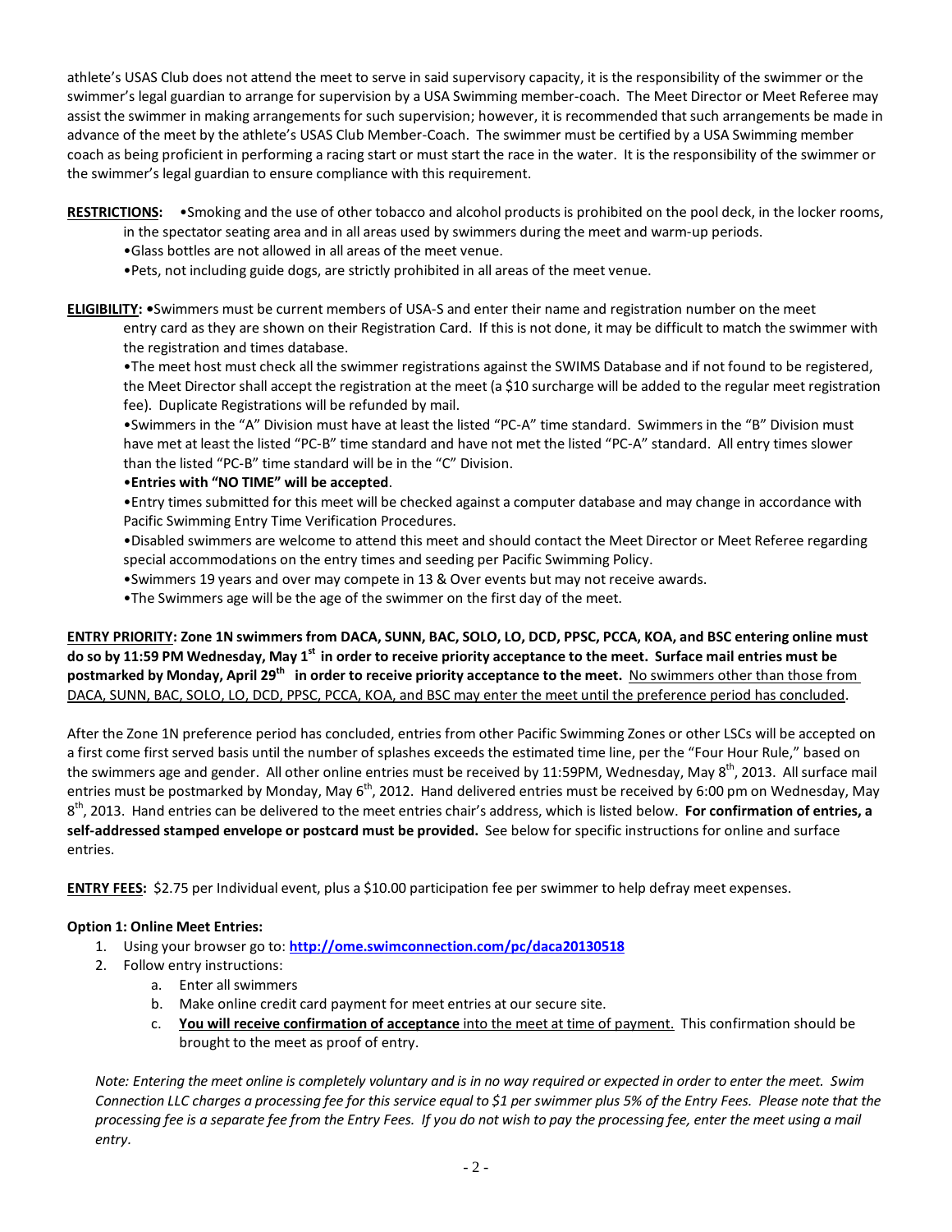athlete's USAS Club does not attend the meet to serve in said supervisory capacity, it is the responsibility of the swimmer or the swimmer's legal guardian to arrange for supervision by a USA Swimming member-coach. The Meet Director or Meet Referee may assist the swimmer in making arrangements for such supervision; however, it is recommended that such arrangements be made in advance of the meet by the athlete's USAS Club Member-Coach. The swimmer must be certified by a USA Swimming member coach as being proficient in performing a racing start or must start the race in the water. It is the responsibility of the swimmer or the swimmer's legal guardian to ensure compliance with this requirement.

**RESTRICTIONS:** •Smoking and the use of other tobacco and alcohol products is prohibited on the pool deck, in the locker rooms, in the spectator seating area and in all areas used by swimmers during the meet and warm-up periods.
•Glass bottles are not allowed in all areas of the meet venue.
•Pets, not including guide dogs, are strictly prohibited in all areas of the meet venue.

**ELIGIBILITY:** •Swimmers must be current members of USA-S and enter their name and registration number on the meet entry card as they are shown on their Registration Card. If this is not done, it may be difficult to match the swimmer with the registration and times database.
•The meet host must check all the swimmer registrations against the SWIMS Database and if not found to be registered, the Meet Director shall accept the registration at the meet (a $10 surcharge will be added to the regular meet registration fee). Duplicate Registrations will be refunded by mail.
•Swimmers in the "A" Division must have at least the listed "PC-A" time standard. Swimmers in the "B" Division must have met at least the listed "PC-B" time standard and have not met the listed "PC-A" standard. All entry times slower than the listed "PC-B" time standard will be in the "C" Division.
•**Entries with "NO TIME" will be accepted**.
•Entry times submitted for this meet will be checked against a computer database and may change in accordance with Pacific Swimming Entry Time Verification Procedures.
•Disabled swimmers are welcome to attend this meet and should contact the Meet Director or Meet Referee regarding special accommodations on the entry times and seeding per Pacific Swimming Policy.
•Swimmers 19 years and over may compete in 13 & Over events but may not receive awards.
•The Swimmers age will be the age of the swimmer on the first day of the meet.

**ENTRY PRIORITY: Zone 1N swimmers from DACA, SUNN, BAC, SOLO, LO, DCD, PPSC, PCCA, KOA, and BSC entering online must do so by 11:59 PM Wednesday, May 1st in order to receive priority acceptance to the meet. Surface mail entries must be postmarked by Monday, April 29th in order to receive priority acceptance to the meet.** No swimmers other than those from DACA, SUNN, BAC, SOLO, LO, DCD, PPSC, PCCA, KOA, and BSC may enter the meet until the preference period has concluded.

After the Zone 1N preference period has concluded, entries from other Pacific Swimming Zones or other LSCs will be accepted on a first come first served basis until the number of splashes exceeds the estimated time line, per the "Four Hour Rule," based on the swimmers age and gender. All other online entries must be received by 11:59PM, Wednesday, May 8th, 2013. All surface mail entries must be postmarked by Monday, May 6th, 2012. Hand delivered entries must be received by 6:00 pm on Wednesday, May 8th, 2013. Hand entries can be delivered to the meet entries chair's address, which is listed below. **For confirmation of entries, a self-addressed stamped envelope or postcard must be provided.** See below for specific instructions for online and surface entries.

**ENTRY FEES:** $2.75 per Individual event, plus a $10.00 participation fee per swimmer to help defray meet expenses.

**Option 1: Online Meet Entries:**

1. Using your browser go to: **http://ome.swimconnection.com/pc/daca20130518**
2. Follow entry instructions:
   a. Enter all swimmers
   b. Make online credit card payment for meet entries at our secure site.
   c. **You will receive confirmation of acceptance** into the meet at time of payment. This confirmation should be brought to the meet as proof of entry.

*Note: Entering the meet online is completely voluntary and is in no way required or expected in order to enter the meet. Swim Connection LLC charges a processing fee for this service equal to $1 per swimmer plus 5% of the Entry Fees. Please note that the processing fee is a separate fee from the Entry Fees. If you do not wish to pay the processing fee, enter the meet using a mail entry.*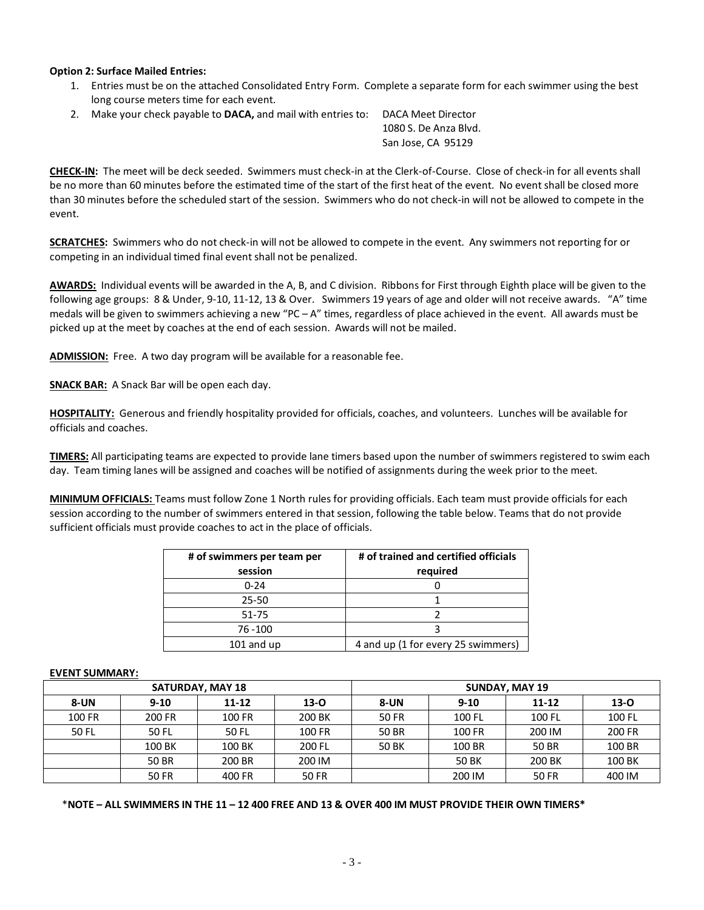**Option 2: Surface Mailed Entries:**

1. Entries must be on the attached Consolidated Entry Form. Complete a separate form for each swimmer using the best long course meters time for each event.
2. Make your check payable to **DACA,** and mail with entries to: DACA Meet Director
   1080 S. De Anza Blvd.
   San Jose, CA 95129

**CHECK-IN:** The meet will be deck seeded. Swimmers must check-in at the Clerk-of-Course. Close of check-in for all events shall be no more than 60 minutes before the estimated time of the start of the first heat of the event. No event shall be closed more than 30 minutes before the scheduled start of the session. Swimmers who do not check-in will not be allowed to compete in the event.

**SCRATCHES:** Swimmers who do not check-in will not be allowed to compete in the event. Any swimmers not reporting for or competing in an individual timed final event shall not be penalized.

**AWARDS:** Individual events will be awarded in the A, B, and C division. Ribbons for First through Eighth place will be given to the following age groups: 8 & Under, 9-10, 11-12, 13 & Over. Swimmers 19 years of age and older will not receive awards. "A" time medals will be given to swimmers achieving a new "PC – A" times, regardless of place achieved in the event. All awards must be picked up at the meet by coaches at the end of each session. Awards will not be mailed.

**ADMISSION:** Free. A two day program will be available for a reasonable fee.

**SNACK BAR:** A Snack Bar will be open each day.

**HOSPITALITY:** Generous and friendly hospitality provided for officials, coaches, and volunteers. Lunches will be available for officials and coaches.

**TIMERS:** All participating teams are expected to provide lane timers based upon the number of swimmers registered to swim each day. Team timing lanes will be assigned and coaches will be notified of assignments during the week prior to the meet.

**MINIMUM OFFICIALS:** Teams must follow Zone 1 North rules for providing officials. Each team must provide officials for each session according to the number of swimmers entered in that session, following the table below. Teams that do not provide sufficient officials must provide coaches to act in the place of officials.

| # of swimmers per team per session | # of trained and certified officials required |
|---|---|
| 0-24 | 0 |
| 25-50 | 1 |
| 51-75 | 2 |
| 76 -100 | 3 |
| 101 and up | 4 and up (1 for every 25 swimmers) |

**EVENT SUMMARY:**

| SATURDAY, MAY 18 | | | | SUNDAY, MAY 19 | | | |
|---|---|---|---|---|---|---|---|
| 8-UN | 9-10 | 11-12 | 13-O | 8-UN | 9-10 | 11-12 | 13-O |
| 100 FR | 200 FR | 100 FR | 200 BK | 50 FR | 100 FL | 100 FL | 100 FL |
| 50 FL | 50 FL | 50 FL | 100 FR | 50 BR | 100 FR | 200 IM | 200 FR |
| | 100 BK | 100 BK | 200 FL | 50 BK | 100 BR | 50 BR | 100 BR |
| | 50 BR | 200 BR | 200 IM | | 50 BK | 200 BK | 100 BK |
| | 50 FR | 400 FR | 50 FR | | 200 IM | 50 FR | 400 IM |

**\*NOTE – ALL SWIMMERS IN THE 11 – 12 400 FREE AND 13 & OVER 400 IM MUST PROVIDE THEIR OWN TIMERS\***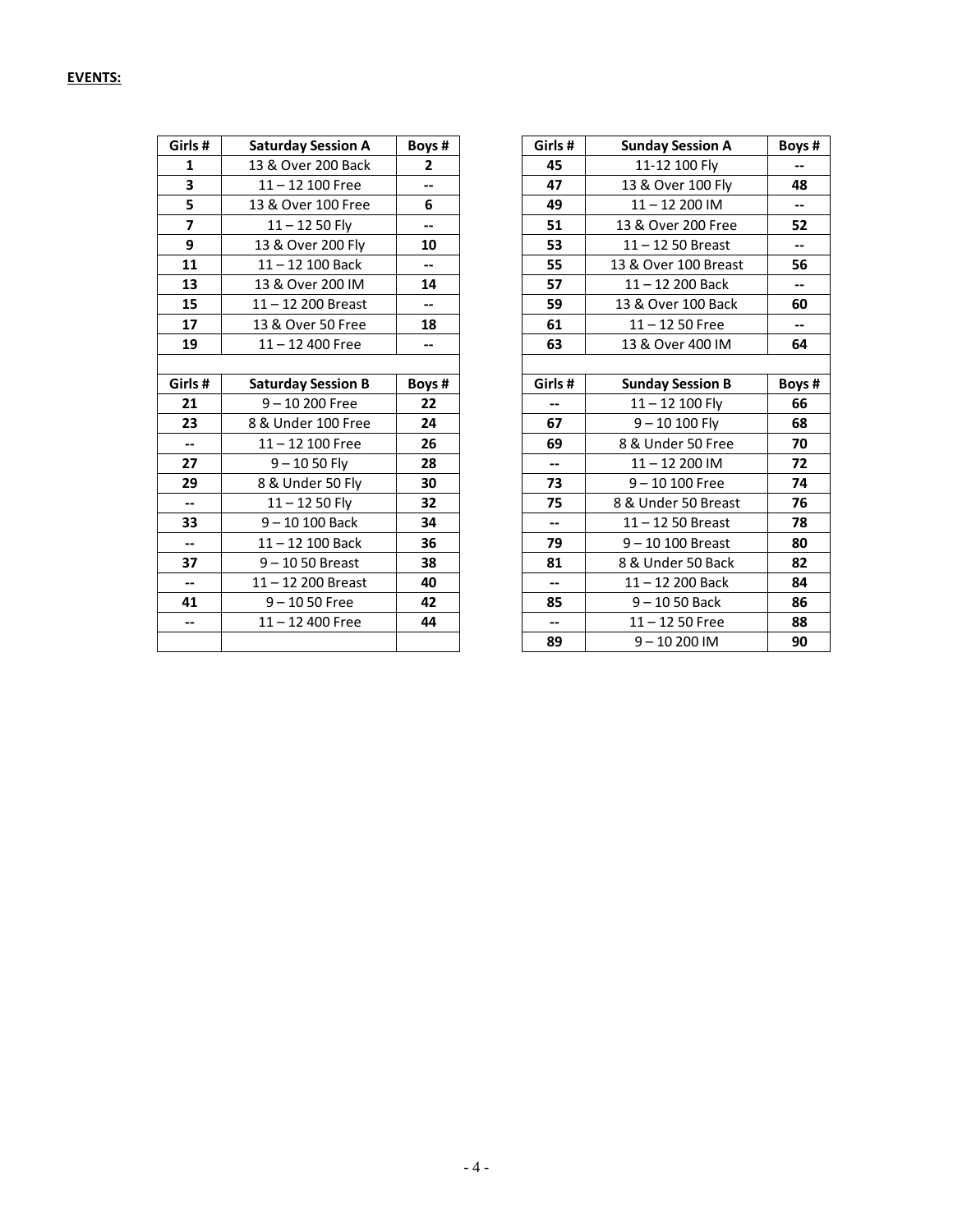**EVENTS:**

| Girls # | Saturday Session A | Boys # |
|---|---|---|
| **1** | 13 & Over 200 Back | **2** |
| **3** | 11 – 12 100 Free | **--** |
| **5** | 13 & Over 100 Free | **6** |
| **7** | 11 – 12 50 Fly | **--** |
| **9** | 13 & Over 200 Fly | **10** |
| **11** | 11 – 12 100 Back | **--** |
| **13** | 13 & Over 200 IM | **14** |
| **15** | 11 – 12 200 Breast | **--** |
| **17** | 13 & Over 50 Free | **18** |
| **19** | 11 – 12 400 Free | **--** |

| Girls # | Saturday Session B | Boys # |
|---|---|---|
| **21** | 9 – 10 200 Free | **22** |
| **23** | 8 & Under 100 Free | **24** |
| **--** | 11 – 12 100 Free | **26** |
| **27** | 9 – 10 50 Fly | **28** |
| **29** | 8 & Under 50 Fly | **30** |
| **--** | 11 – 12 50 Fly | **32** |
| **33** | 9 – 10 100 Back | **34** |
| **--** | 11 – 12 100 Back | **36** |
| **37** | 9 – 10 50 Breast | **38** |
| **--** | 11 – 12 200 Breast | **40** |
| **41** | 9 – 10 50 Free | **42** |
| **--** | 11 – 12 400 Free | **44** |

| Girls # | Sunday Session A | Boys # |
|---|---|---|
| **45** | 11-12 100 Fly | **--** |
| **47** | 13 & Over 100 Fly | **48** |
| **49** | 11 – 12 200 IM | **--** |
| **51** | 13 & Over 200 Free | **52** |
| **53** | 11 – 12 50 Breast | **--** |
| **55** | 13 & Over 100 Breast | **56** |
| **57** | 11 – 12 200 Back | **--** |
| **59** | 13 & Over 100 Back | **60** |
| **61** | 11 – 12 50 Free | **--** |
| **63** | 13 & Over 400 IM | **64** |

| Girls # | Sunday Session B | Boys # |
|---|---|---|
| **--** | 11 – 12 100 Fly | **66** |
| **67** | 9 – 10 100 Fly | **68** |
| **69** | 8 & Under 50 Free | **70** |
| **--** | 11 – 12 200 IM | **72** |
| **73** | 9 – 10 100 Free | **74** |
| **75** | 8 & Under 50 Breast | **76** |
| **--** | 11 – 12 50 Breast | **78** |
| **79** | 9 – 10 100 Breast | **80** |
| **81** | 8 & Under 50 Back | **82** |
| **--** | 11 – 12 200 Back | **84** |
| **85** | 9 – 10 50 Back | **86** |
| **--** | 11 – 12 50 Free | **88** |
| **89** | 9 – 10 200 IM | **90** |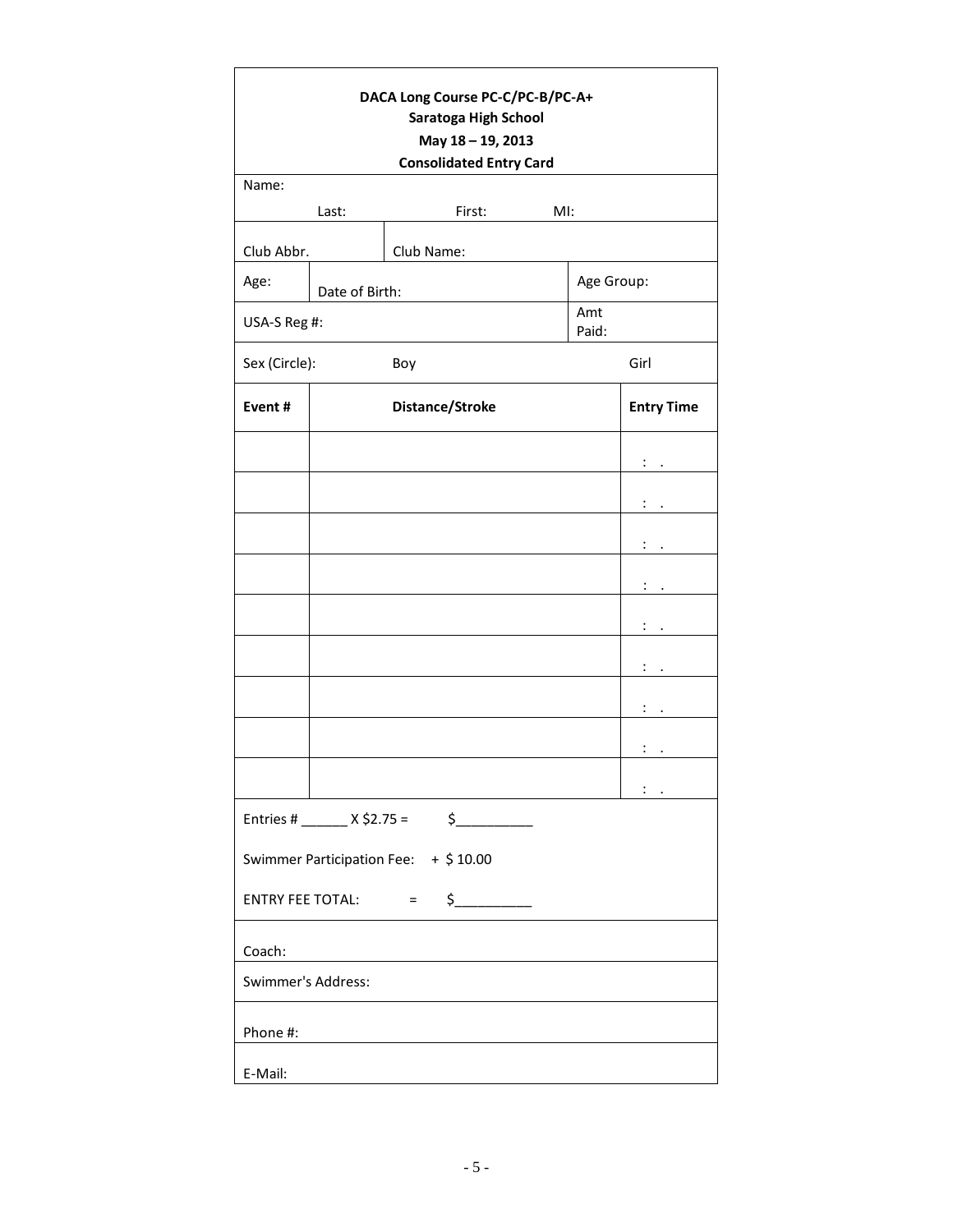**DACA Long Course PC-C/PC-B/PC-A+**

**Saratoga High School**

**May 18 – 19, 2013**

**Consolidated Entry Card**

Name:

Last: First: MI:

| Club Abbr. | Club Name: |
|---|---|

| Age: | Date of Birth: | Age Group: |
|---|---|---|
| USA-S Reg #: | | Amt Paid: |

Sex (Circle): Boy Girl

| Event # | Distance/Stroke | Entry Time |
|---|---|---|
| | | : . |
| | | : . |
| | | : . |
| | | : . |
| | | : . |
| | | : . |
| | | : . |
| | | : . |
| | | : . |

Entries # ______ X $2.75 = $__________

Swimmer Participation Fee: + $ 10.00

ENTRY FEE TOTAL: = $__________

Coach:

Swimmer's Address:

Phone #:

E-Mail: